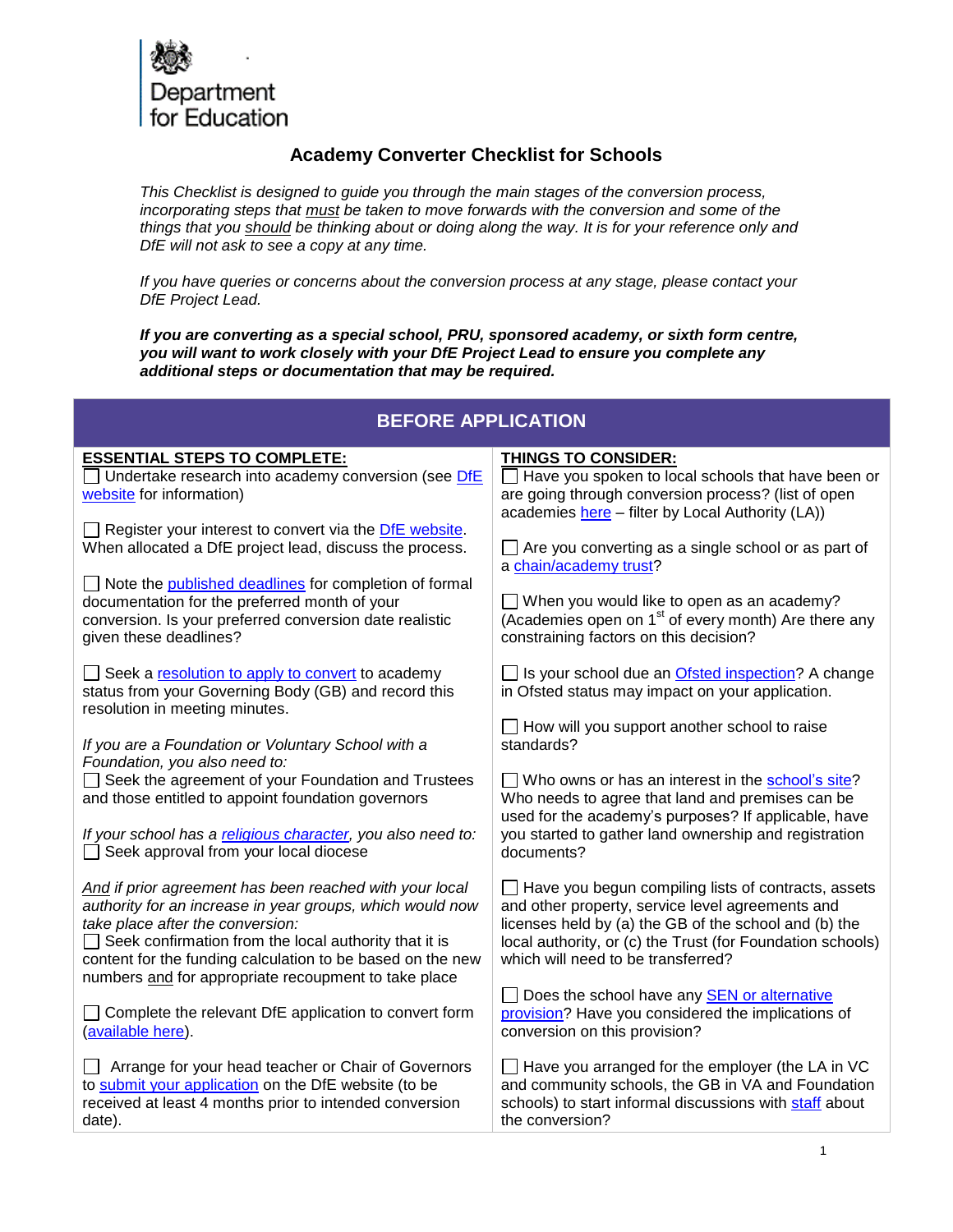Department for Education

# Academy Converter Checklist for Schools

*This Checklist is designed to guide you through the main stages of the conversion process, incorporating steps that must be taken to move forwards with the conversion and some of the things that you should be thinking about or doing along the way. It is for your reference only and DfE will not ask to see a copy at any time.*

*If you have queries or concerns about the conversion process at any stage, please contact your DfE Project Lead.*

***If you are converting as a special school, PRU, sponsored academy, or sixth form centre, you will want to work closely with your DfE Project Lead to ensure you complete any additional steps or documentation that may be required.***

## BEFORE APPLICATION

### ESSENTIAL STEPS TO COMPLETE:

- ☐ Undertake research into academy conversion (see DfE website for information)
- ☐ Register your interest to convert via the DfE website. When allocated a DfE project lead, discuss the process.
- ☐ Note the published deadlines for completion of formal documentation for the preferred month of your conversion. Is your preferred conversion date realistic given these deadlines?
- ☐ Seek a resolution to apply to convert to academy status from your Governing Body (GB) and record this resolution in meeting minutes.

*If you are a Foundation or Voluntary School with a Foundation, you also need to:*

- ☐ Seek the agreement of your Foundation and Trustees and those entitled to appoint foundation governors

*If your school has a religious character, you also need to:*

- ☐ Seek approval from your local diocese

*And if prior agreement has been reached with your local authority for an increase in year groups, which would now take place after the conversion:*

- ☐ Seek confirmation from the local authority that it is content for the funding calculation to be based on the new numbers and for appropriate recoupment to take place
- ☐ Complete the relevant DfE application to convert form (available here).
- ☐ Arrange for your head teacher or Chair of Governors to submit your application on the DfE website (to be received at least 4 months prior to intended conversion date).

### THINGS TO CONSIDER:

- ☐ Have you spoken to local schools that have been or are going through conversion process? (list of open academies here – filter by Local Authority (LA))
- ☐ Are you converting as a single school or as part of a chain/academy trust?
- ☐ When you would like to open as an academy? (Academies open on 1st of every month) Are there any constraining factors on this decision?
- ☐ Is your school due an Ofsted inspection? A change in Ofsted status may impact on your application.
- ☐ How will you support another school to raise standards?
- ☐ Who owns or has an interest in the school's site? Who needs to agree that land and premises can be used for the academy's purposes? If applicable, have you started to gather land ownership and registration documents?
- ☐ Have you begun compiling lists of contracts, assets and other property, service level agreements and licenses held by (a) the GB of the school and (b) the local authority, or (c) the Trust (for Foundation schools) which will need to be transferred?
- ☐ Does the school have any SEN or alternative provision? Have you considered the implications of conversion on this provision?
- ☐ Have you arranged for the employer (the LA in VC and community schools, the GB in VA and Foundation schools) to start informal discussions with staff about the conversion?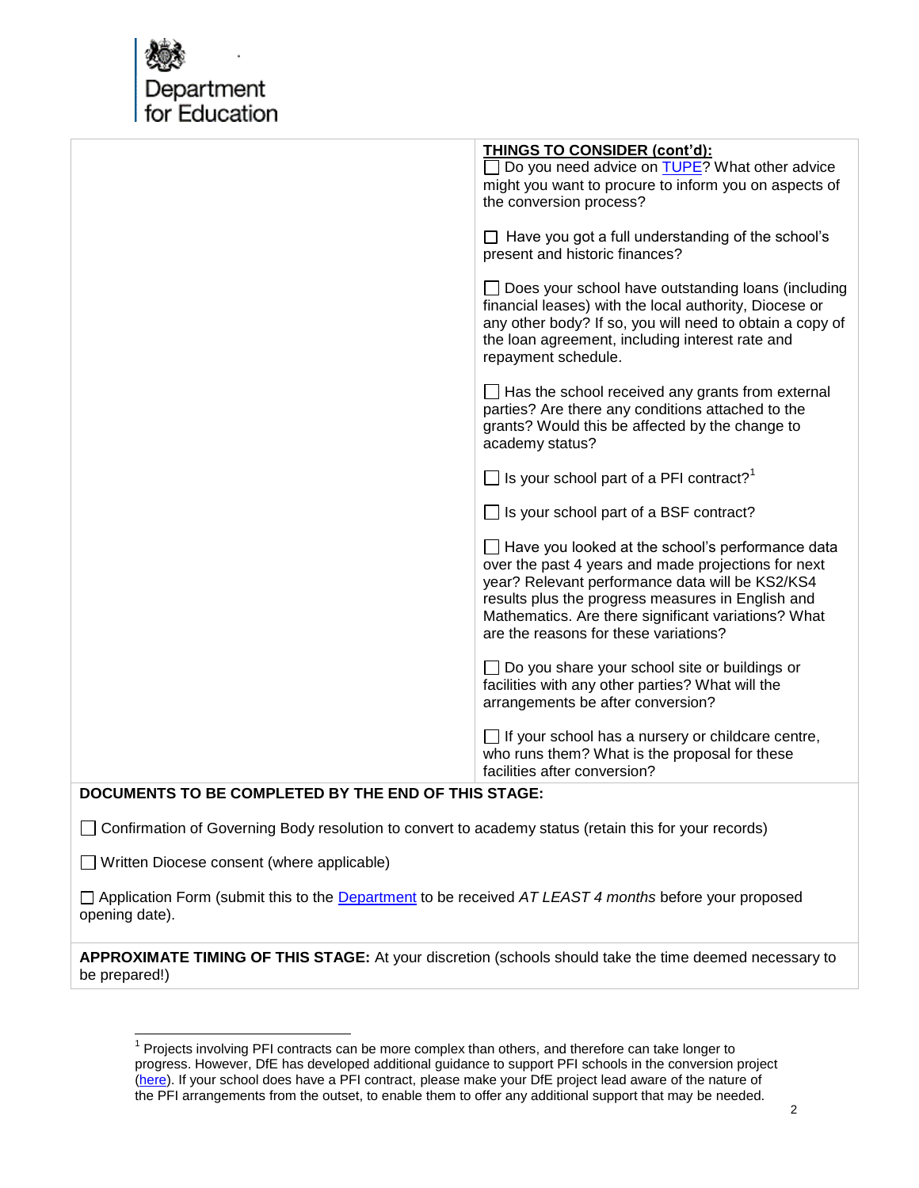**THINGS TO CONSIDER (cont'd):**

☐ Do you need advice on TUPE? What other advice might you want to procure to inform you on aspects of the conversion process?

☐ Have you got a full understanding of the school's present and historic finances?

☐ Does your school have outstanding loans (including financial leases) with the local authority, Diocese or any other body? If so, you will need to obtain a copy of the loan agreement, including interest rate and repayment schedule.

☐ Has the school received any grants from external parties? Are there any conditions attached to the grants? Would this be affected by the change to academy status?

☐ Is your school part of a PFI contract?[1]

☐ Is your school part of a BSF contract?

☐ Have you looked at the school's performance data over the past 4 years and made projections for next year? Relevant performance data will be KS2/KS4 results plus the progress measures in English and Mathematics. Are there significant variations? What are the reasons for these variations?

☐ Do you share your school site or buildings or facilities with any other parties? What will the arrangements be after conversion?

☐ If your school has a nursery or childcare centre, who runs them? What is the proposal for these facilities after conversion?

**DOCUMENTS TO BE COMPLETED BY THE END OF THIS STAGE:**

☐ Confirmation of Governing Body resolution to convert to academy status (retain this for your records)

☐ Written Diocese consent (where applicable)

☐ Application Form (submit this to the Department to be received *AT LEAST 4 months* before your proposed opening date).

**APPROXIMATE TIMING OF THIS STAGE:** At your discretion (schools should take the time deemed necessary to be prepared!)

---

[1] Projects involving PFI contracts can be more complex than others, and therefore can take longer to progress. However, DfE has developed additional guidance to support PFI schools in the conversion project (here). If your school does have a PFI contract, please make your DfE project lead aware of the nature of the PFI arrangements from the outset, to enable them to offer any additional support that may be needed.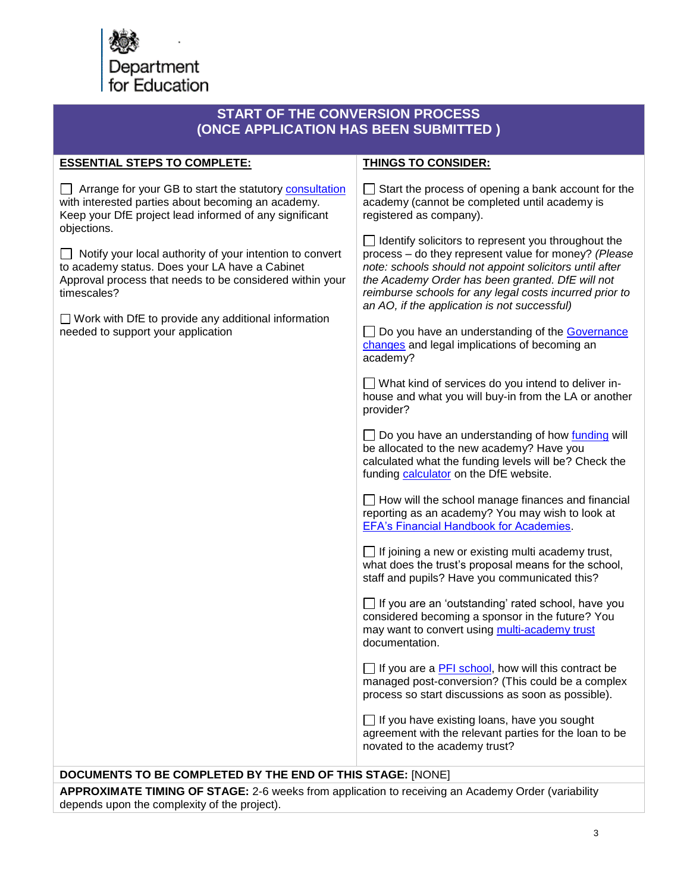Department for Education

## START OF THE CONVERSION PROCESS (ONCE APPLICATION HAS BEEN SUBMITTED )

| ESSENTIAL STEPS TO COMPLETE: | THINGS TO CONSIDER: |
| --- | --- |
| ☐ Arrange for your GB to start the statutory consultation with interested parties about becoming an academy. Keep your DfE project lead informed of any significant objections.<br><br>☐ Notify your local authority of your intention to convert to academy status. Does your LA have a Cabinet Approval process that needs to be considered within your timescales?<br><br>☐ Work with DfE to provide any additional information needed to support your application | ☐ Start the process of opening a bank account for the academy (cannot be completed until academy is registered as company).<br><br>☐ Identify solicitors to represent you throughout the process – do they represent value for money? *(Please note: schools should not appoint solicitors until after the Academy Order has been granted. DfE will not reimburse schools for any legal costs incurred prior to an AO, if the application is not successful)*<br><br>☐ Do you have an understanding of the Governance changes and legal implications of becoming an academy?<br><br>☐ What kind of services do you intend to deliver in-house and what you will buy-in from the LA or another provider?<br><br>☐ Do you have an understanding of how funding will be allocated to the new academy? Have you calculated what the funding levels will be? Check the funding calculator on the DfE website.<br><br>☐ How will the school manage finances and financial reporting as an academy? You may wish to look at EFA's Financial Handbook for Academies.<br><br>☐ If joining a new or existing multi academy trust, what does the trust's proposal means for the school, staff and pupils? Have you communicated this?<br><br>☐ If you are an 'outstanding' rated school, have you considered becoming a sponsor in the future? You may want to convert using multi-academy trust documentation.<br><br>☐ If you are a PFI school, how will this contract be managed post-conversion? (This could be a complex process so start discussions as soon as possible).<br><br>☐ If you have existing loans, have you sought agreement with the relevant parties for the loan to be novated to the academy trust? |

**DOCUMENTS TO BE COMPLETED BY THE END OF THIS STAGE:** [NONE]

**APPROXIMATE TIMING OF STAGE:** 2-6 weeks from application to receiving an Academy Order (variability depends upon the complexity of the project).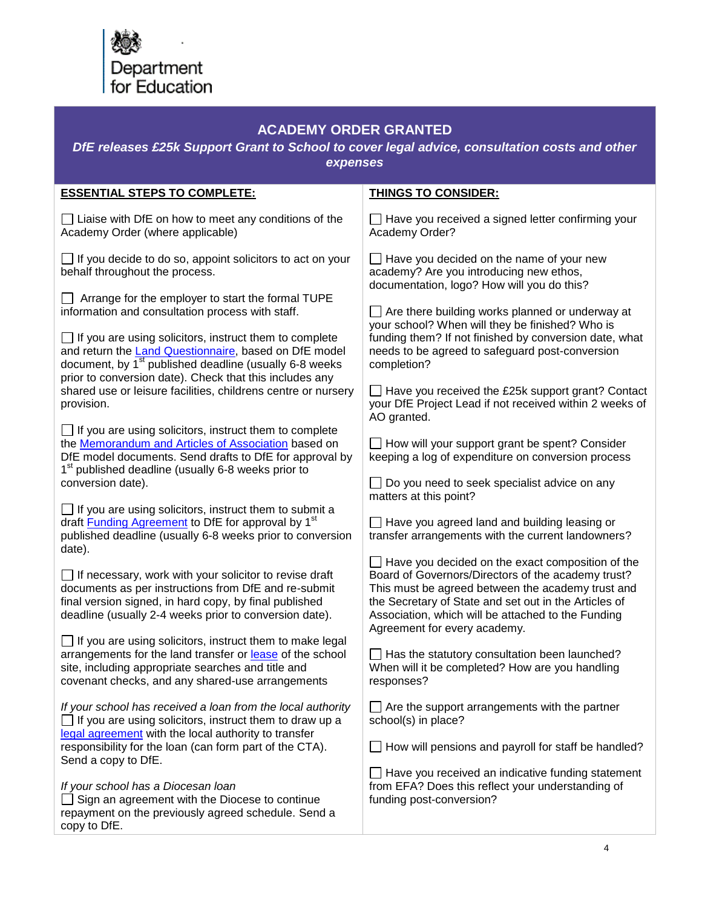Department for Education

## ACADEMY ORDER GRANTED

***DfE releases £25k Support Grant to School to cover legal advice, consultation costs and other expenses***

### ESSENTIAL STEPS TO COMPLETE:

☐ Liaise with DfE on how to meet any conditions of the Academy Order (where applicable)

☐ If you decide to do so, appoint solicitors to act on your behalf throughout the process.

☐ Arrange for the employer to start the formal TUPE information and consultation process with staff.

☐ If you are using solicitors, instruct them to complete and return the Land Questionnaire, based on DfE model document, by 1st published deadline (usually 6-8 weeks prior to conversion date). Check that this includes any shared use or leisure facilities, childrens centre or nursery provision.

☐ If you are using solicitors, instruct them to complete the Memorandum and Articles of Association based on DfE model documents. Send drafts to DfE for approval by 1st published deadline (usually 6-8 weeks prior to conversion date).

☐ If you are using solicitors, instruct them to submit a draft Funding Agreement to DfE for approval by 1st published deadline (usually 6-8 weeks prior to conversion date).

☐ If necessary, work with your solicitor to revise draft documents as per instructions from DfE and re-submit final version signed, in hard copy, by final published deadline (usually 2-4 weeks prior to conversion date).

☐ If you are using solicitors, instruct them to make legal arrangements for the land transfer or lease of the school site, including appropriate searches and title and covenant checks, and any shared-use arrangements

*If your school has received a loan from the local authority*

☐ If you are using solicitors, instruct them to draw up a legal agreement with the local authority to transfer responsibility for the loan (can form part of the CTA). Send a copy to DfE.

*If your school has a Diocesan loan*

☐ Sign an agreement with the Diocese to continue repayment on the previously agreed schedule. Send a copy to DfE.

### THINGS TO CONSIDER:

☐ Have you received a signed letter confirming your Academy Order?

☐ Have you decided on the name of your new academy? Are you introducing new ethos, documentation, logo? How will you do this?

☐ Are there building works planned or underway at your school? When will they be finished? Who is funding them? If not finished by conversion date, what needs to be agreed to safeguard post-conversion completion?

☐ Have you received the £25k support grant? Contact your DfE Project Lead if not received within 2 weeks of AO granted.

☐ How will your support grant be spent? Consider keeping a log of expenditure on conversion process

☐ Do you need to seek specialist advice on any matters at this point?

☐ Have you agreed land and building leasing or transfer arrangements with the current landowners?

☐ Have you decided on the exact composition of the Board of Governors/Directors of the academy trust? This must be agreed between the academy trust and the Secretary of State and set out in the Articles of Association, which will be attached to the Funding Agreement for every academy.

☐ Has the statutory consultation been launched? When will it be completed? How are you handling responses?

☐ Are the support arrangements with the partner school(s) in place?

☐ How will pensions and payroll for staff be handled?

☐ Have you received an indicative funding statement from EFA? Does this reflect your understanding of funding post-conversion?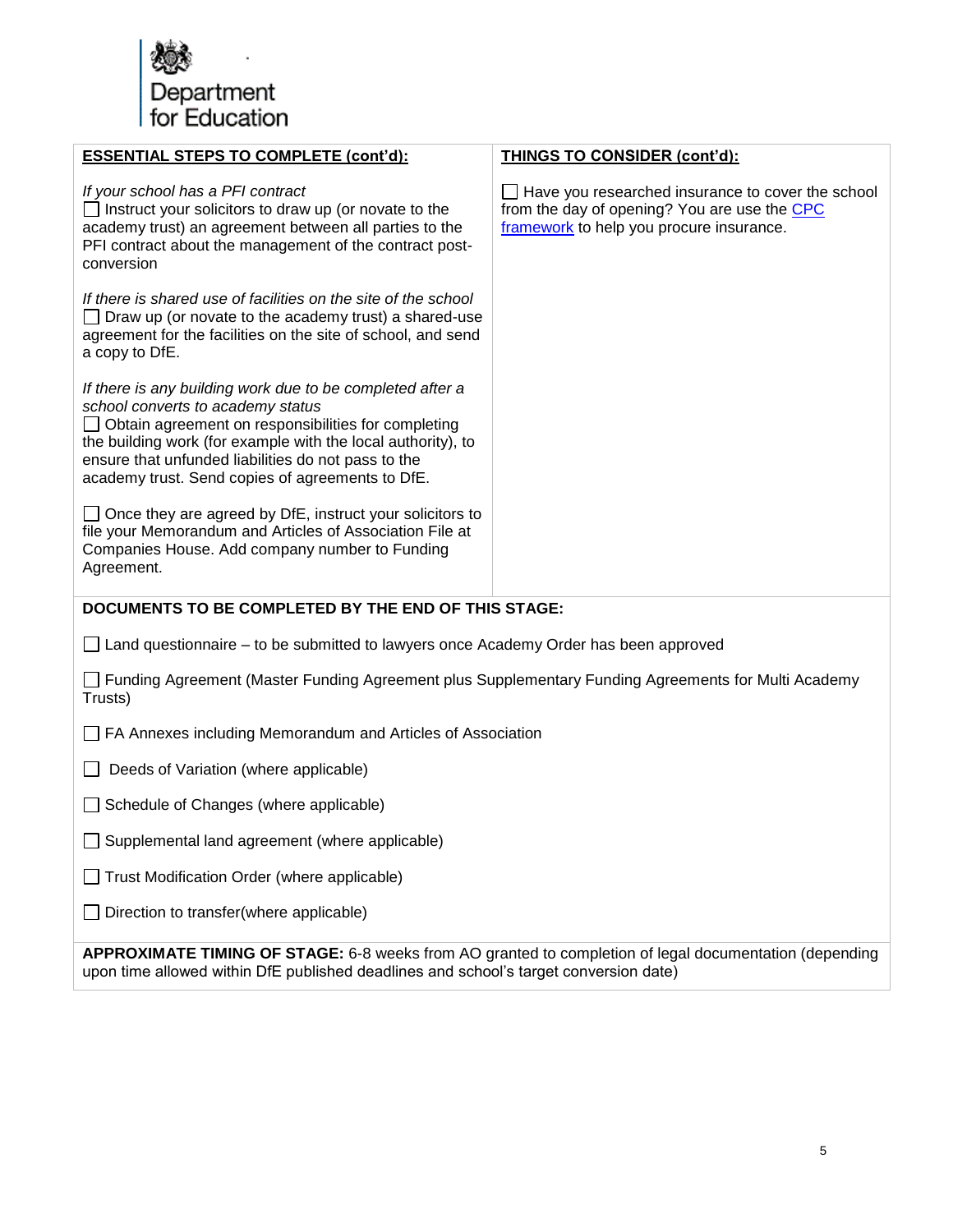Department for Education

| **ESSENTIAL STEPS TO COMPLETE (cont'd):** | **THINGS TO CONSIDER (cont'd):** |
|---|---|
| *If your school has a PFI contract*<br>☐ Instruct your solicitors to draw up (or novate to the academy trust) an agreement between all parties to the PFI contract about the management of the contract post-conversion<br><br>*If there is shared use of facilities on the site of the school*<br>☐ Draw up (or novate to the academy trust) a shared-use agreement for the facilities on the site of school, and send a copy to DfE.<br><br>*If there is any building work due to be completed after a school converts to academy status*<br>☐ Obtain agreement on responsibilities for completing the building work (for example with the local authority), to ensure that unfunded liabilities do not pass to the academy trust. Send copies of agreements to DfE.<br><br>☐ Once they are agreed by DfE, instruct your solicitors to file your Memorandum and Articles of Association File at Companies House. Add company number to Funding Agreement. | ☐ Have you researched insurance to cover the school from the day of opening? You are use the [CPC framework] to help you procure insurance. |

**DOCUMENTS TO BE COMPLETED BY THE END OF THIS STAGE:**

☐ Land questionnaire – to be submitted to lawyers once Academy Order has been approved

☐ Funding Agreement (Master Funding Agreement plus Supplementary Funding Agreements for Multi Academy Trusts)

☐ FA Annexes including Memorandum and Articles of Association

☐ Deeds of Variation (where applicable)

☐ Schedule of Changes (where applicable)

☐ Supplemental land agreement (where applicable)

☐ Trust Modification Order (where applicable)

☐ Direction to transfer(where applicable)

**APPROXIMATE TIMING OF STAGE:** 6-8 weeks from AO granted to completion of legal documentation (depending upon time allowed within DfE published deadlines and school's target conversion date)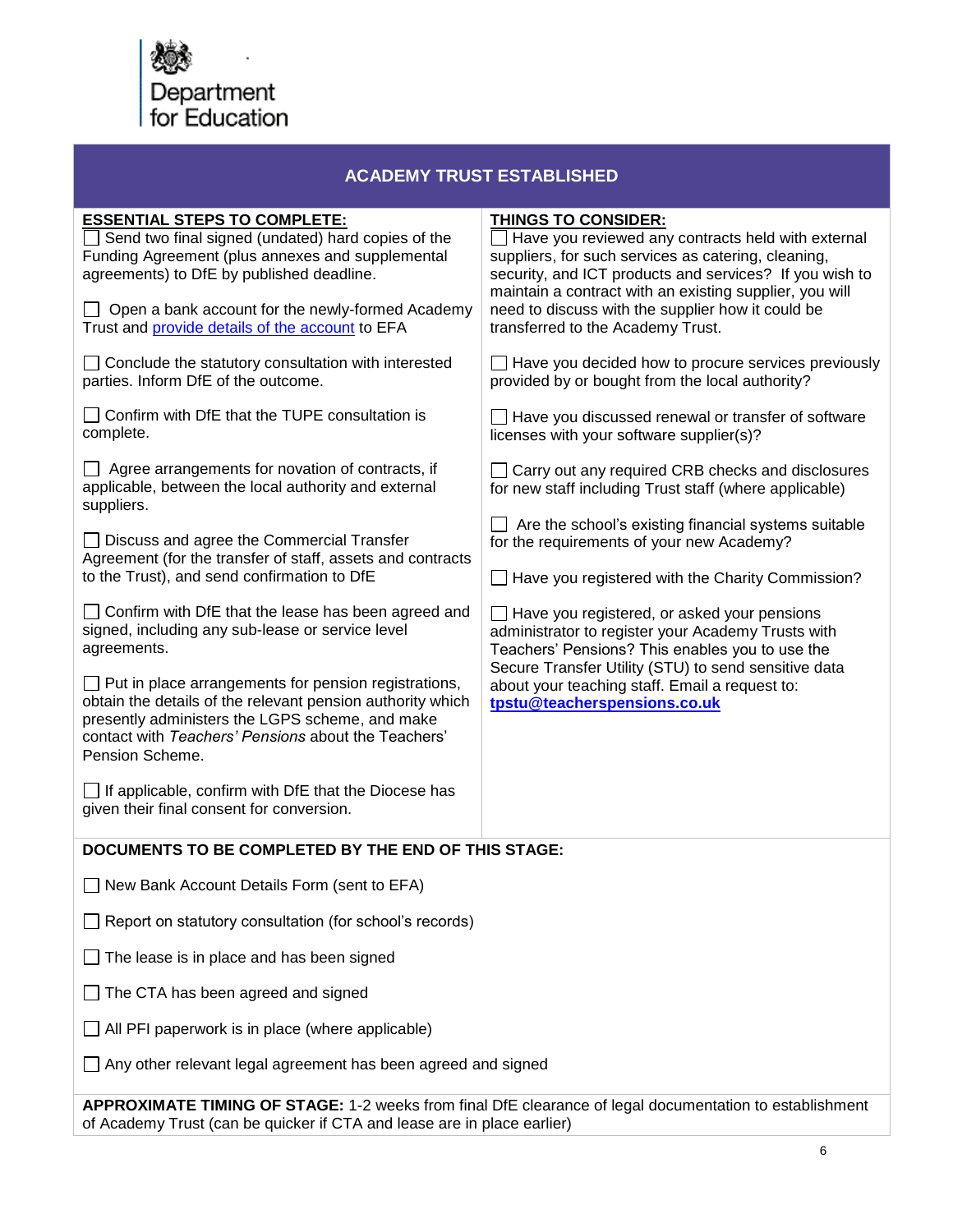Department for Education

# ACADEMY TRUST ESTABLISHED

**ESSENTIAL STEPS TO COMPLETE:**

- [ ] Send two final signed (undated) hard copies of the Funding Agreement (plus annexes and supplemental agreements) to DfE by published deadline.
- [ ] Open a bank account for the newly-formed Academy Trust and provide details of the account to EFA
- [ ] Conclude the statutory consultation with interested parties. Inform DfE of the outcome.
- [ ] Confirm with DfE that the TUPE consultation is complete.
- [ ] Agree arrangements for novation of contracts, if applicable, between the local authority and external suppliers.
- [ ] Discuss and agree the Commercial Transfer Agreement (for the transfer of staff, assets and contracts to the Trust), and send confirmation to DfE
- [ ] Confirm with DfE that the lease has been agreed and signed, including any sub-lease or service level agreements.
- [ ] Put in place arrangements for pension registrations, obtain the details of the relevant pension authority which presently administers the LGPS scheme, and make contact with *Teachers' Pensions* about the Teachers' Pension Scheme.
- [ ] If applicable, confirm with DfE that the Diocese has given their final consent for conversion.

**THINGS TO CONSIDER:**

- [ ] Have you reviewed any contracts held with external suppliers, for such services as catering, cleaning, security, and ICT products and services? If you wish to maintain a contract with an existing supplier, you will need to discuss with the supplier how it could be transferred to the Academy Trust.
- [ ] Have you decided how to procure services previously provided by or bought from the local authority?
- [ ] Have you discussed renewal or transfer of software licenses with your software supplier(s)?
- [ ] Carry out any required CRB checks and disclosures for new staff including Trust staff (where applicable)
- [ ] Are the school's existing financial systems suitable for the requirements of your new Academy?
- [ ] Have you registered with the Charity Commission?
- [ ] Have you registered, or asked your pensions administrator to register your Academy Trusts with Teachers' Pensions? This enables you to use the Secure Transfer Utility (STU) to send sensitive data about your teaching staff. Email a request to: **tpstu@teacherspensions.co.uk**

**DOCUMENTS TO BE COMPLETED BY THE END OF THIS STAGE:**

- [ ] New Bank Account Details Form (sent to EFA)
- [ ] Report on statutory consultation (for school's records)
- [ ] The lease is in place and has been signed
- [ ] The CTA has been agreed and signed
- [ ] All PFI paperwork is in place (where applicable)
- [ ] Any other relevant legal agreement has been agreed and signed

**APPROXIMATE TIMING OF STAGE:** 1-2 weeks from final DfE clearance of legal documentation to establishment of Academy Trust (can be quicker if CTA and lease are in place earlier)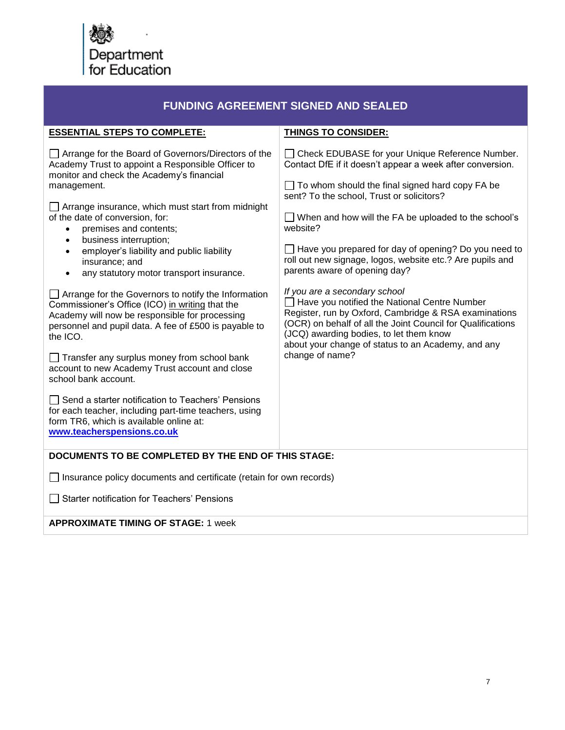Department for Education

## FUNDING AGREEMENT SIGNED AND SEALED

**ESSENTIAL STEPS TO COMPLETE:**

☐ Arrange for the Board of Governors/Directors of the Academy Trust to appoint a Responsible Officer to monitor and check the Academy's financial management.

☐ Arrange insurance, which must start from midnight of the date of conversion, for:

- premises and contents;
- business interruption;
- employer's liability and public liability insurance; and
- any statutory motor transport insurance.

☐ Arrange for the Governors to notify the Information Commissioner's Office (ICO) in writing that the Academy will now be responsible for processing personnel and pupil data. A fee of £500 is payable to the ICO.

☐ Transfer any surplus money from school bank account to new Academy Trust account and close school bank account.

☐ Send a starter notification to Teachers' Pensions for each teacher, including part-time teachers, using form TR6, which is available online at: **www.teacherspensions.co.uk**

**THINGS TO CONSIDER:**

☐ Check EDUBASE for your Unique Reference Number. Contact DfE if it doesn't appear a week after conversion.

☐ To whom should the final signed hard copy FA be sent? To the school, Trust or solicitors?

☐ When and how will the FA be uploaded to the school's website?

☐ Have you prepared for day of opening? Do you need to roll out new signage, logos, website etc.? Are pupils and parents aware of opening day?

*If you are a secondary school*

☐ Have you notified the National Centre Number Register, run by Oxford, Cambridge & RSA examinations (OCR) on behalf of all the Joint Council for Qualifications (JCQ) awarding bodies, to let them know about your change of status to an Academy, and any change of name?

**DOCUMENTS TO BE COMPLETED BY THE END OF THIS STAGE:**

☐ Insurance policy documents and certificate (retain for own records)

☐ Starter notification for Teachers' Pensions

**APPROXIMATE TIMING OF STAGE:** 1 week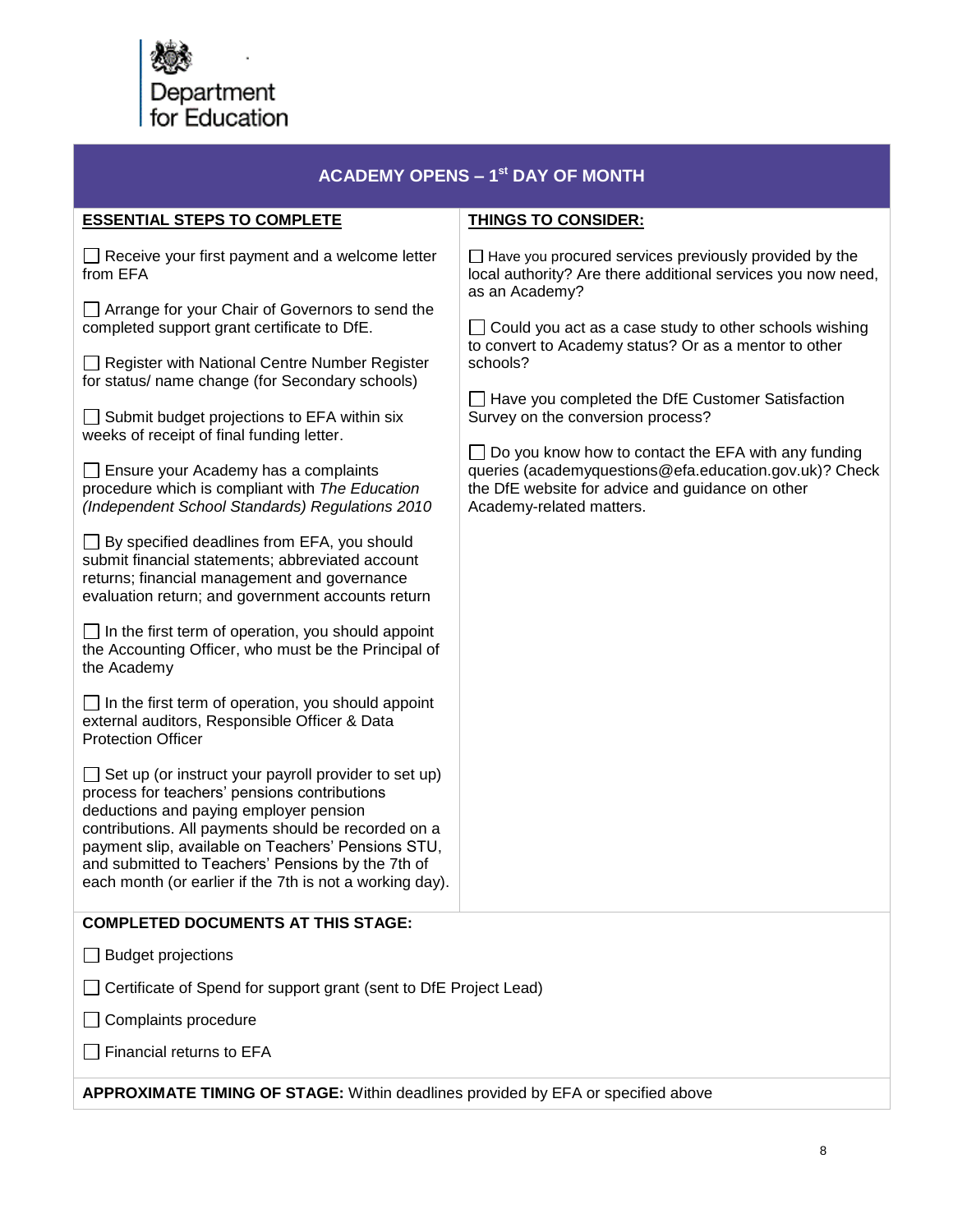Department for Education

## ACADEMY OPENS – 1st DAY OF MONTH

**ESSENTIAL STEPS TO COMPLETE**

☐ Receive your first payment and a welcome letter from EFA

☐ Arrange for your Chair of Governors to send the completed support grant certificate to DfE.

☐ Register with National Centre Number Register for status/ name change (for Secondary schools)

☐ Submit budget projections to EFA within six weeks of receipt of final funding letter.

☐ Ensure your Academy has a complaints procedure which is compliant with *The Education (Independent School Standards) Regulations 2010*

☐ By specified deadlines from EFA, you should submit financial statements; abbreviated account returns; financial management and governance evaluation return; and government accounts return

☐ In the first term of operation, you should appoint the Accounting Officer, who must be the Principal of the Academy

☐ In the first term of operation, you should appoint external auditors, Responsible Officer & Data Protection Officer

☐ Set up (or instruct your payroll provider to set up) process for teachers' pensions contributions deductions and paying employer pension contributions. All payments should be recorded on a payment slip, available on Teachers' Pensions STU, and submitted to Teachers' Pensions by the 7th of each month (or earlier if the 7th is not a working day).

**THINGS TO CONSIDER:**

☐ Have you procured services previously provided by the local authority? Are there additional services you now need, as an Academy?

☐ Could you act as a case study to other schools wishing to convert to Academy status? Or as a mentor to other schools?

☐ Have you completed the DfE Customer Satisfaction Survey on the conversion process?

☐ Do you know how to contact the EFA with any funding queries (academyquestions@efa.education.gov.uk)? Check the DfE website for advice and guidance on other Academy-related matters.

**COMPLETED DOCUMENTS AT THIS STAGE:**

☐ Budget projections

☐ Certificate of Spend for support grant (sent to DfE Project Lead)

☐ Complaints procedure

☐ Financial returns to EFA

**APPROXIMATE TIMING OF STAGE:** Within deadlines provided by EFA or specified above